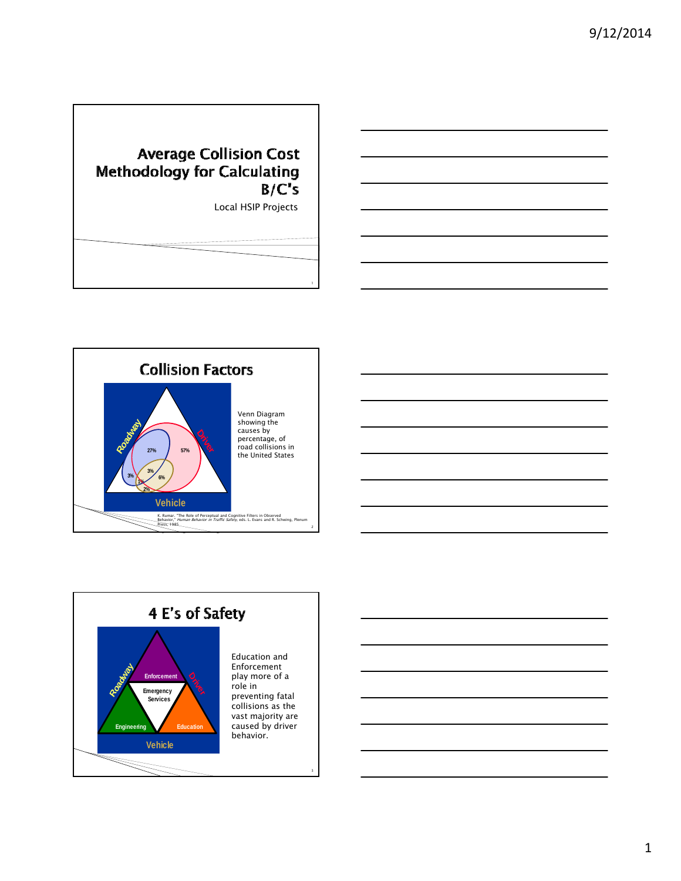# Average Collision Cost Methodology for Calculating B/C's

Local HSIP Projects

## Collision Factors

Roadway

Driver

Vehicle

27%

57%

3%

3%

6%

1%

2%

Venn Diagram showing the causes by percentage, of road collisions in the United States

K. Rumar, "The Role of Perceptual and Cognitive Filters in Observed Behavior," *Human Behavior in Traffic Safety*, eds. L. Evans and R. Schwing, Plenum Press, 1985

## 4 E's of Safety

Roadway

Driver

Vehicle

Enforcement

Emergency Services

Engineering

Education

Education and Enforcement play more of a role in preventing fatal collisions as the vast majority are caused by driver behavior.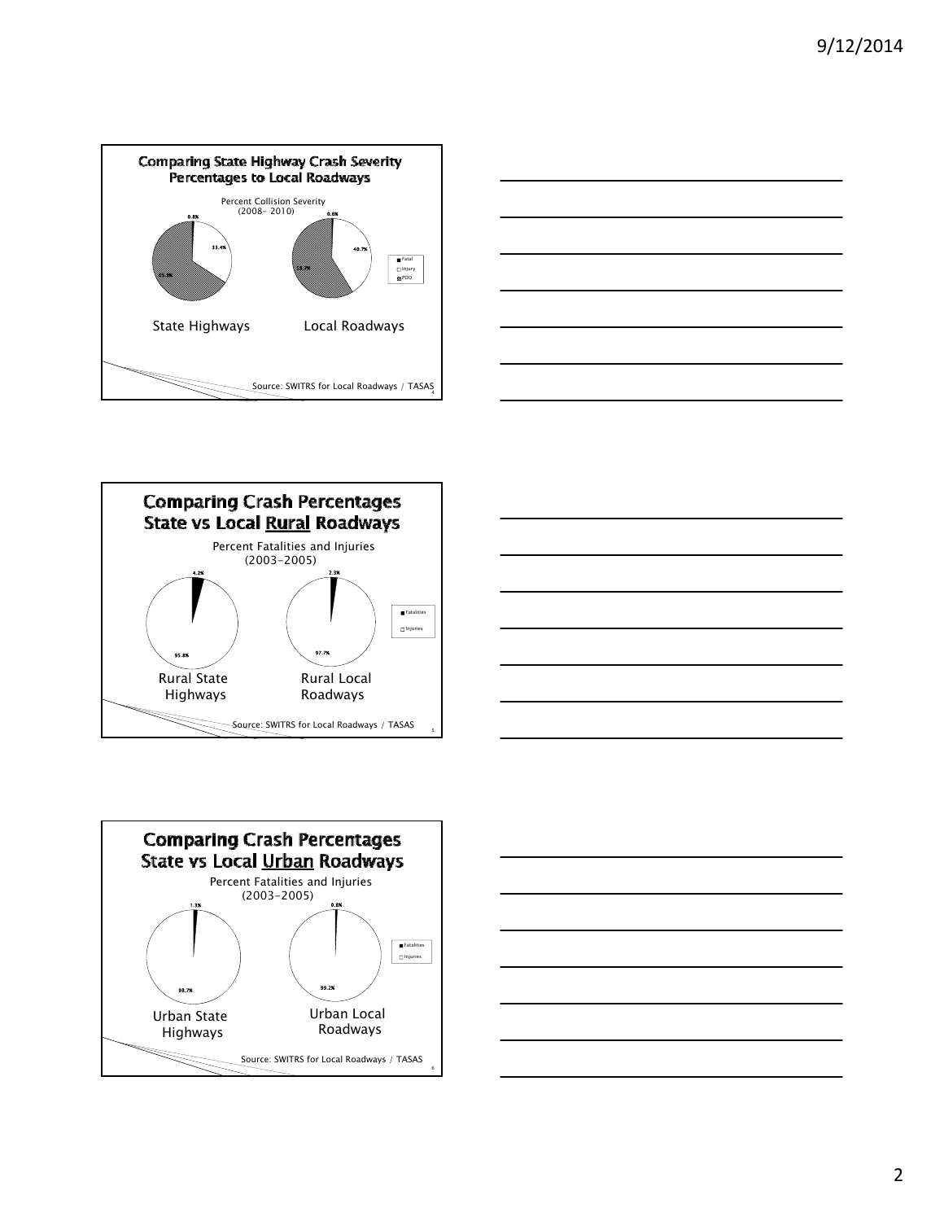## Comparing State Highway Crash Severity Percentages to Local Roadways

Percent Collision Severity (2008- 2010)

| | Fatal | Injury | PDO |
|---|---|---|---|
| State Highways | 0.8% | 33.4% | 65.8% |
| Local Roadways | 0.6% | 40.7% | 58.7% |

Source: SWITRS for Local Roadways / TASAS

## Comparing Crash Percentages State vs Local Rural Roadways

Percent Fatalities and Injuries (2003-2005)

| | Fatalities | Injuries |
|---|---|---|
| Rural State Highways | 4.2% | 95.8% |
| Rural Local Roadways | 2.3% | 97.7% |

Source: SWITRS for Local Roadways / TASAS

## Comparing Crash Percentages State vs Local Urban Roadways

Percent Fatalities and Injuries (2003-2005)

| | Fatalities | Injuries |
|---|---|---|
| Urban State Highways | 1.3% | 98.7% |
| Urban Local Roadways | 0.8% | 99.2% |

Source: SWITRS for Local Roadways / TASAS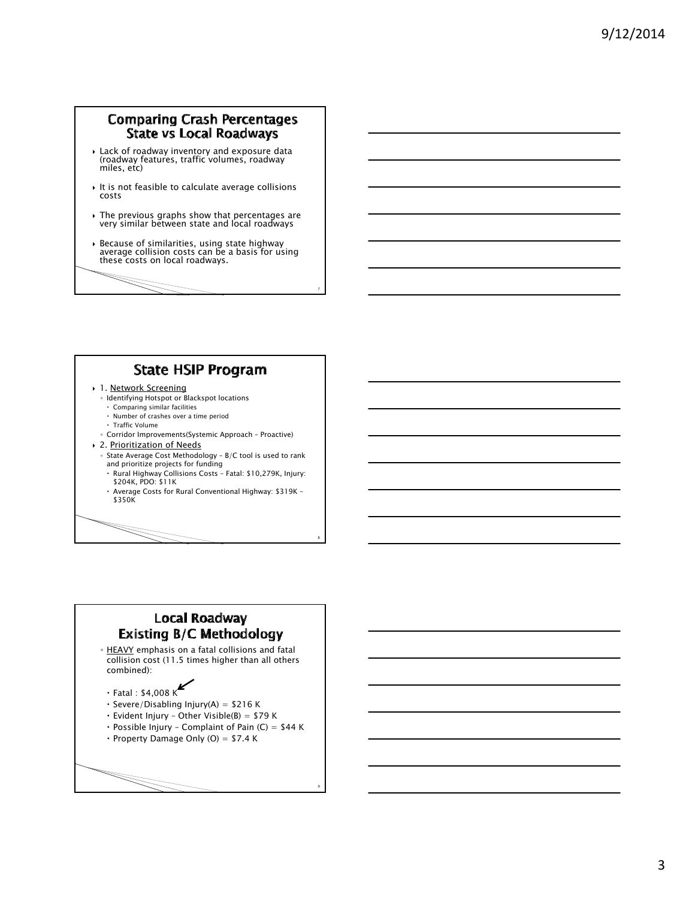## Comparing Crash Percentages State vs Local Roadways

- Lack of roadway inventory and exposure data (roadway features, traffic volumes, roadway miles, etc)
- It is not feasible to calculate average collisions costs
- The previous graphs show that percentages are very similar between state and local roadways
- Because of similarities, using state highway average collision costs can be a basis for using these costs on local roadways.

## State HSIP Program

- 1. Network Screening
  - Identifying Hotspot or Blackspot locations
    - Comparing similar facilities
    - Number of crashes over a time period
    - Traffic Volume
  - Corridor Improvements(Systemic Approach – Proactive)
- 2. Prioritization of Needs
  - State Average Cost Methodology – B/C tool is used to rank and prioritize projects for funding
    - Rural Highway Collisions Costs – Fatal: $10,279K, Injury: $204K, PDO: $11K
    - Average Costs for Rural Conventional Highway: $319K – $350K

## Local Roadway Existing B/C Methodology

- HEAVY emphasis on a fatal collisions and fatal collision cost (11.5 times higher than all others combined):
  - Fatal : $4,008 K
  - Severe/Disabling Injury(A) = $216 K
  - Evident Injury – Other Visible(B) = $79 K
  - Possible Injury – Complaint of Pain (C) = $44 K
  - Property Damage Only (O) = $7.4 K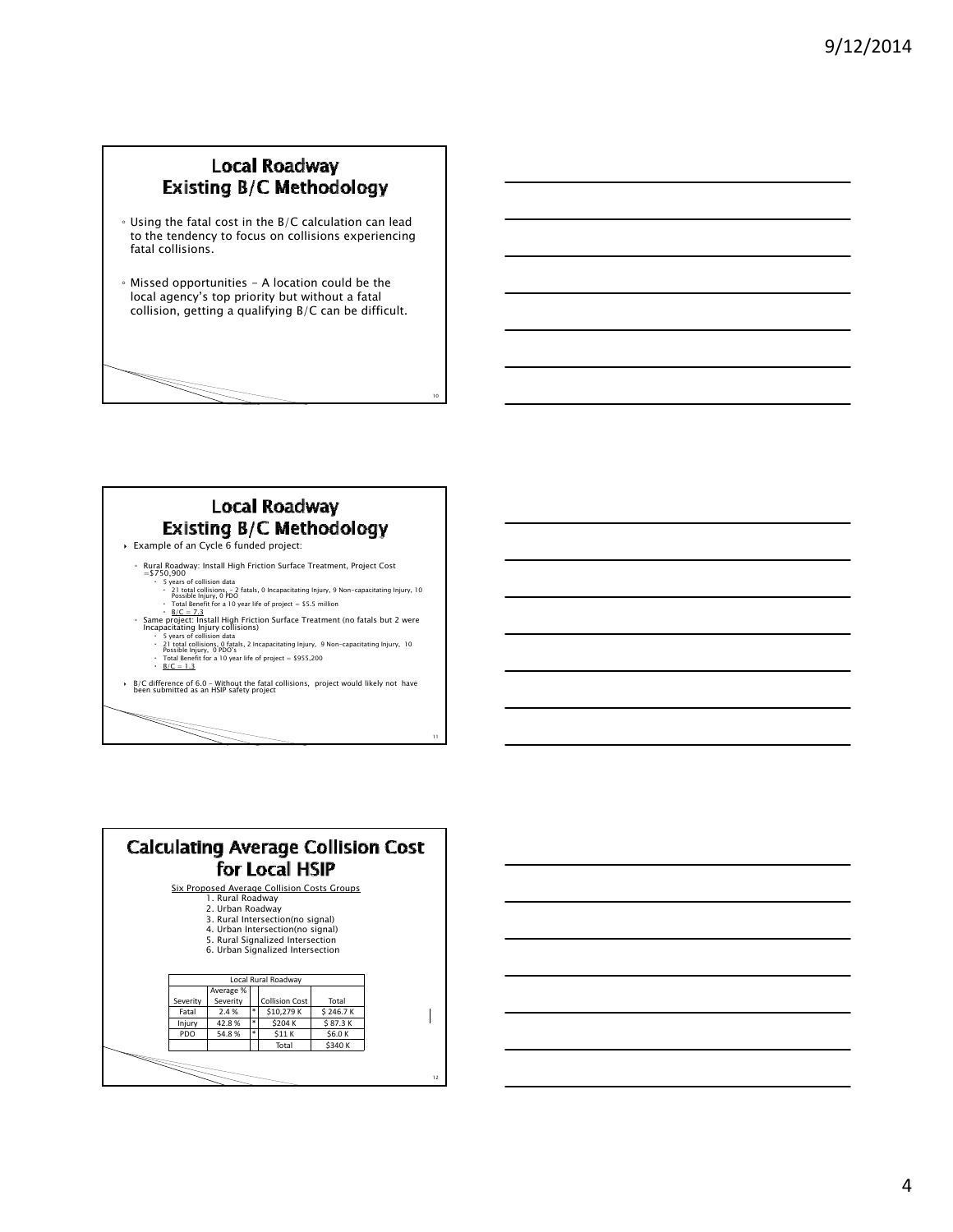## Local Roadway Existing B/C Methodology

- Using the fatal cost in the B/C calculation can lead to the tendency to focus on collisions experiencing fatal collisions.
- Missed opportunities - A location could be the local agency's top priority but without a fatal collision, getting a qualifying B/C can be difficult.

## Local Roadway Existing B/C Methodology

- Example of an Cycle 6 funded project:
  - Rural Roadway: Install High Friction Surface Treatment, Project Cost =$750,900
    - 5 years of collision data
      - 21 total collisions, - 2 fatals, 0 Incapacitating Injury, 9 Non-capacitating Injury, 10 Possible Injury, 0 PDO
      - Total Benefit for a 10 year life of project = $5.5 million
      - B/C = 7.3
  - Same project: Install High Friction Surface Treatment (no fatals but 2 were Incapacitating Injury collisions)
    - 5 years of collision data
    - 21 total collisions, 0 fatals, 2 Incapacitating Injury, 9 Non-capacitating Injury, 10 Possible Injury, 0 PDO's
    - Total Benefit for a 10 year life of project = $955,200
    - B/C = 1.3
- B/C difference of 6.0 – Without the fatal collisions, project would likely not have been submitted as an HSIP safety project

## Calculating Average Collision Cost for Local HSIP

Six Proposed Average Collision Costs Groups

1. Rural Roadway
2. Urban Roadway
3. Rural Intersection(no signal)
4. Urban Intersection(no signal)
5. Rural Signalized Intersection
6. Urban Signalized Intersection

| Local Rural Roadway | | | | |
|---|---|---|---|---|
| Severity | Average % Severity | | Collision Cost | Total |
| Fatal | 2.4 % | * | $10,279 K | $ 246.7 K |
| Injury | 42.8 % | * | $204 K | $ 87.3 K |
| PDO | 54.8 % | * | $11 K | $6.0 K |
| | | | Total | $340 K |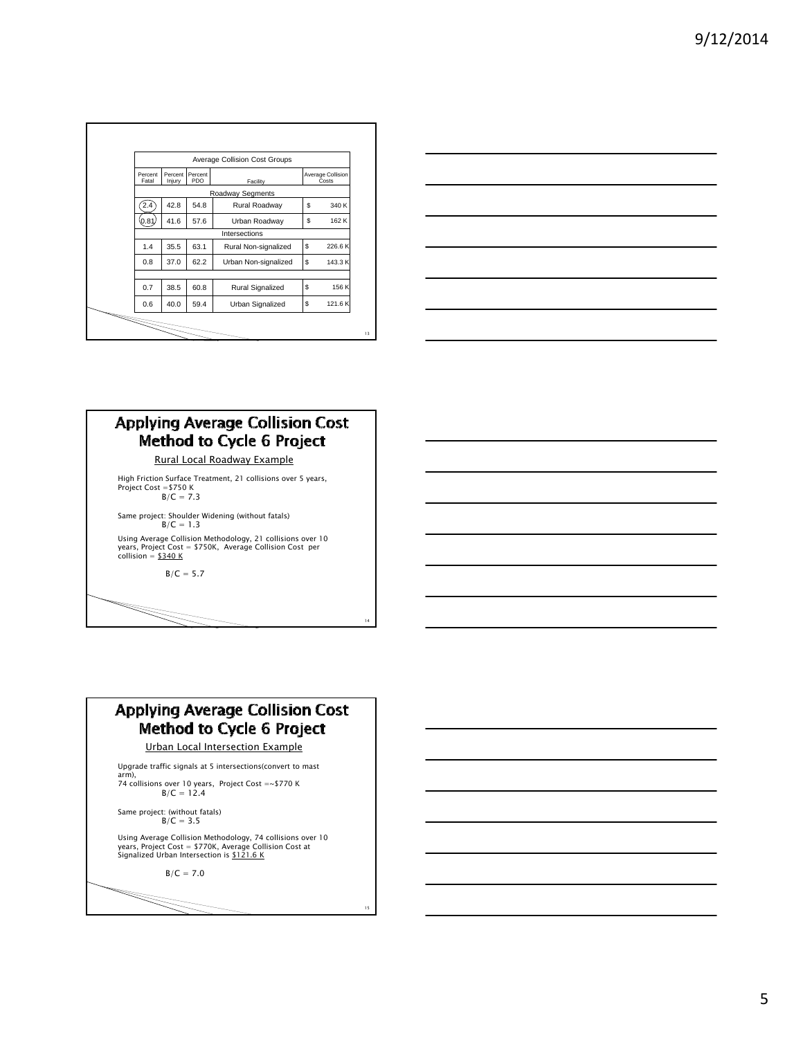| Percent Fatal | Percent Injury | Percent PDO | Facility | Average Collision Costs |
|---|---|---|---|---|
| | | | **Roadway Segments** | |
| 2.4 | 42.8 | 54.8 | Rural Roadway | $ 340 K |
| 0.81 | 41.6 | 57.6 | Urban Roadway | $ 162 K |
| | | | **Intersections** | |
| 1.4 | 35.5 | 63.1 | Rural Non-signalized | $ 226.6 K |
| 0.8 | 37.0 | 62.2 | Urban Non-signalized | $ 143.3 K |
| 0.7 | 38.5 | 60.8 | Rural Signalized | $ 156 K |
| 0.6 | 40.0 | 59.4 | Urban Signalized | $ 121.6 K |

Average Collision Cost Groups

## Applying Average Collision Cost Method to Cycle 6 Project

Rural Local Roadway Example

High Friction Surface Treatment, 21 collisions over 5 years, Project Cost =$750 K
B/C = 7.3

Same project: Shoulder Widening (without fatals)
B/C = 1.3

Using Average Collision Methodology, 21 collisions over 10 years, Project Cost = $750K, Average Collision Cost per collision = $340 K

B/C = 5.7

## Applying Average Collision Cost Method to Cycle 6 Project

Urban Local Intersection Example

Upgrade traffic signals at 5 intersections(convert to mast arm),
74 collisions over 10 years, Project Cost =~$770 K
B/C = 12.4

Same project: (without fatals)
B/C = 3.5

Using Average Collision Methodology, 74 collisions over 10 years, Project Cost = $770K, Average Collision Cost at Signalized Urban Intersection is $121.6 K

B/C = 7.0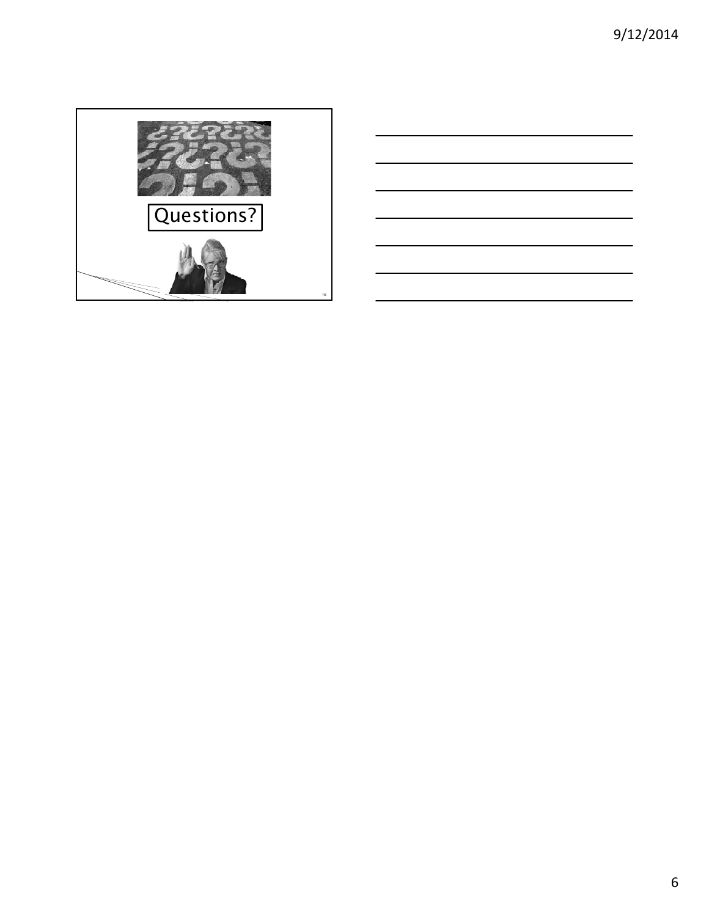Questions?